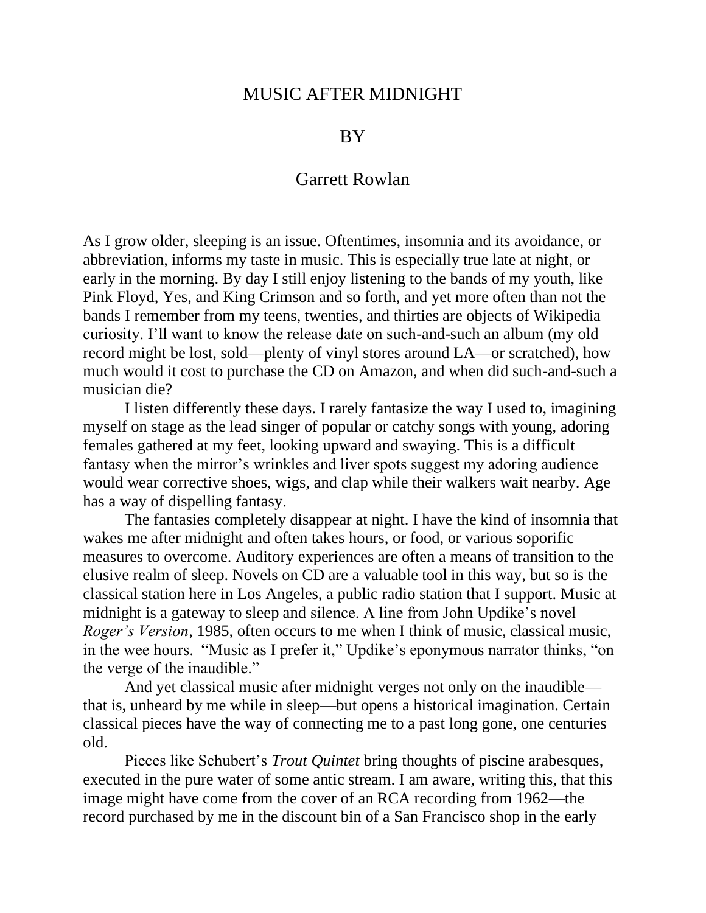# MUSIC AFTER MIDNIGHT

## BY

## Garrett Rowlan

As I grow older, sleeping is an issue. Oftentimes, insomnia and its avoidance, or abbreviation, informs my taste in music. This is especially true late at night, or early in the morning. By day I still enjoy listening to the bands of my youth, like Pink Floyd, Yes, and King Crimson and so forth, and yet more often than not the bands I remember from my teens, twenties, and thirties are objects of Wikipedia curiosity. I'll want to know the release date on such-and-such an album (my old record might be lost, sold—plenty of vinyl stores around LA—or scratched), how much would it cost to purchase the CD on Amazon, and when did such-and-such a musician die?

I listen differently these days. I rarely fantasize the way I used to, imagining myself on stage as the lead singer of popular or catchy songs with young, adoring females gathered at my feet, looking upward and swaying. This is a difficult fantasy when the mirror's wrinkles and liver spots suggest my adoring audience would wear corrective shoes, wigs, and clap while their walkers wait nearby. Age has a way of dispelling fantasy.

The fantasies completely disappear at night. I have the kind of insomnia that wakes me after midnight and often takes hours, or food, or various soporific measures to overcome. Auditory experiences are often a means of transition to the elusive realm of sleep. Novels on CD are a valuable tool in this way, but so is the classical station here in Los Angeles, a public radio station that I support. Music at midnight is a gateway to sleep and silence. A line from John Updike's novel *Roger's Version*, 1985, often occurs to me when I think of music, classical music, in the wee hours. "Music as I prefer it," Updike's eponymous narrator thinks, "on the verge of the inaudible."

And yet classical music after midnight verges not only on the inaudible—that is, unheard by me while in sleep—but opens a historical imagination. Certain classical pieces have the way of connecting me to a past long gone, one centuries old.

Pieces like Schubert's *Trout Quintet* bring thoughts of piscine arabesques, executed in the pure water of some antic stream. I am aware, writing this, that this image might have come from the cover of an RCA recording from 1962—the record purchased by me in the discount bin of a San Francisco shop in the early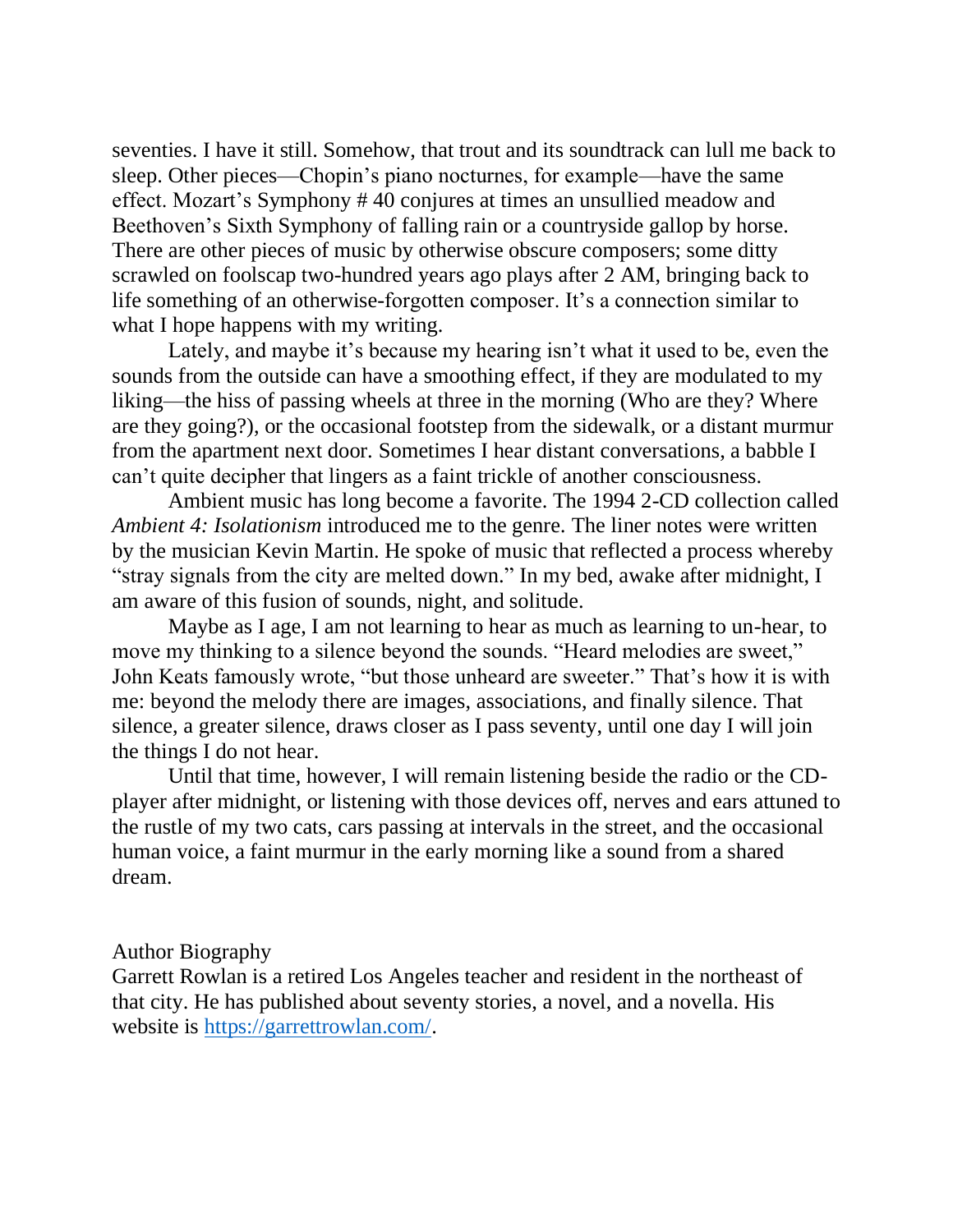seventies. I have it still. Somehow, that trout and its soundtrack can lull me back to sleep. Other pieces—Chopin's piano nocturnes, for example—have the same effect. Mozart's Symphony # 40 conjures at times an unsullied meadow and Beethoven's Sixth Symphony of falling rain or a countryside gallop by horse. There are other pieces of music by otherwise obscure composers; some ditty scrawled on foolscap two-hundred years ago plays after 2 AM, bringing back to life something of an otherwise-forgotten composer. It's a connection similar to what I hope happens with my writing.

Lately, and maybe it's because my hearing isn't what it used to be, even the sounds from the outside can have a smoothing effect, if they are modulated to my liking—the hiss of passing wheels at three in the morning (Who are they? Where are they going?), or the occasional footstep from the sidewalk, or a distant murmur from the apartment next door. Sometimes I hear distant conversations, a babble I can't quite decipher that lingers as a faint trickle of another consciousness.

Ambient music has long become a favorite. The 1994 2-CD collection called *Ambient 4: Isolationism* introduced me to the genre. The liner notes were written by the musician Kevin Martin. He spoke of music that reflected a process whereby "stray signals from the city are melted down." In my bed, awake after midnight, I am aware of this fusion of sounds, night, and solitude.

Maybe as I age, I am not learning to hear as much as learning to un-hear, to move my thinking to a silence beyond the sounds. "Heard melodies are sweet," John Keats famously wrote, "but those unheard are sweeter." That's how it is with me: beyond the melody there are images, associations, and finally silence. That silence, a greater silence, draws closer as I pass seventy, until one day I will join the things I do not hear.

Until that time, however, I will remain listening beside the radio or the CD-player after midnight, or listening with those devices off, nerves and ears attuned to the rustle of my two cats, cars passing at intervals in the street, and the occasional human voice, a faint murmur in the early morning like a sound from a shared dream.

Author Biography

Garrett Rowlan is a retired Los Angeles teacher and resident in the northeast of that city. He has published about seventy stories, a novel, and a novella. His website is [https://garrettrowlan.com/](https://garrettrowlan.com/).